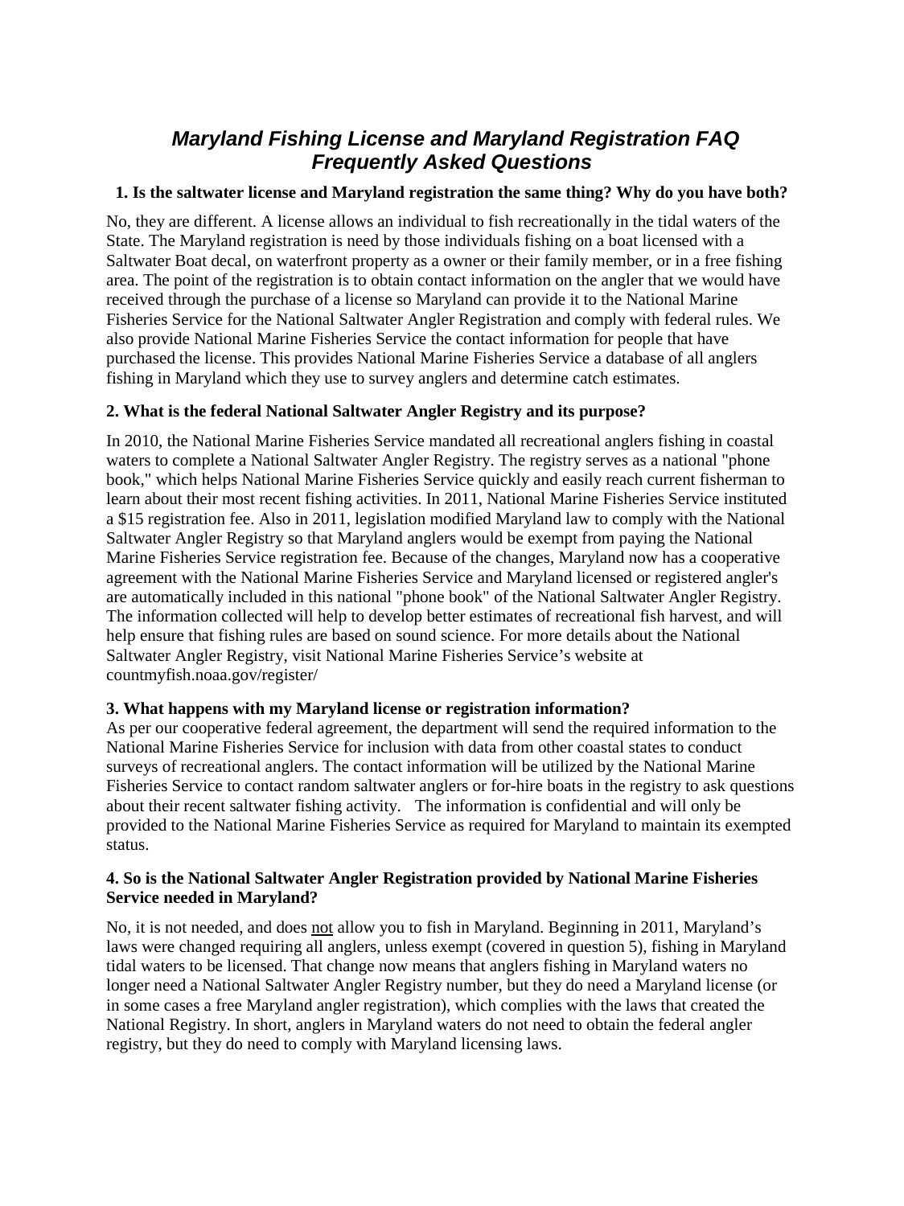# ***Maryland Fishing License and Maryland Registration FAQ Frequently Asked Questions***

**1. Is the saltwater license and Maryland registration the same thing? Why do you have both?**

No, they are different. A license allows an individual to fish recreationally in the tidal waters of the State. The Maryland registration is need by those individuals fishing on a boat licensed with a Saltwater Boat decal, on waterfront property as a owner or their family member, or in a free fishing area. The point of the registration is to obtain contact information on the angler that we would have received through the purchase of a license so Maryland can provide it to the National Marine Fisheries Service for the National Saltwater Angler Registration and comply with federal rules. We also provide National Marine Fisheries Service the contact information for people that have purchased the license. This provides National Marine Fisheries Service a database of all anglers fishing in Maryland which they use to survey anglers and determine catch estimates.

**2. What is the federal National Saltwater Angler Registry and its purpose?**

In 2010, the National Marine Fisheries Service mandated all recreational anglers fishing in coastal waters to complete a National Saltwater Angler Registry. The registry serves as a national "phone book," which helps National Marine Fisheries Service quickly and easily reach current fisherman to learn about their most recent fishing activities. In 2011, National Marine Fisheries Service instituted a $15 registration fee. Also in 2011, legislation modified Maryland law to comply with the National Saltwater Angler Registry so that Maryland anglers would be exempt from paying the National Marine Fisheries Service registration fee. Because of the changes, Maryland now has a cooperative agreement with the National Marine Fisheries Service and Maryland licensed or registered angler's are automatically included in this national "phone book" of the National Saltwater Angler Registry. The information collected will help to develop better estimates of recreational fish harvest, and will help ensure that fishing rules are based on sound science. For more details about the National Saltwater Angler Registry, visit National Marine Fisheries Service's website at countmyfish.noaa.gov/register/

**3. What happens with my Maryland license or registration information?**

As per our cooperative federal agreement, the department will send the required information to the National Marine Fisheries Service for inclusion with data from other coastal states to conduct surveys of recreational anglers. The contact information will be utilized by the National Marine Fisheries Service to contact random saltwater anglers or for-hire boats in the registry to ask questions about their recent saltwater fishing activity. The information is confidential and will only be provided to the National Marine Fisheries Service as required for Maryland to maintain its exempted status.

**4. So is the National Saltwater Angler Registration provided by National Marine Fisheries Service needed in Maryland?**

No, it is not needed, and does <u>not</u> allow you to fish in Maryland. Beginning in 2011, Maryland's laws were changed requiring all anglers, unless exempt (covered in question 5), fishing in Maryland tidal waters to be licensed. That change now means that anglers fishing in Maryland waters no longer need a National Saltwater Angler Registry number, but they do need a Maryland license (or in some cases a free Maryland angler registration), which complies with the laws that created the National Registry. In short, anglers in Maryland waters do not need to obtain the federal angler registry, but they do need to comply with Maryland licensing laws.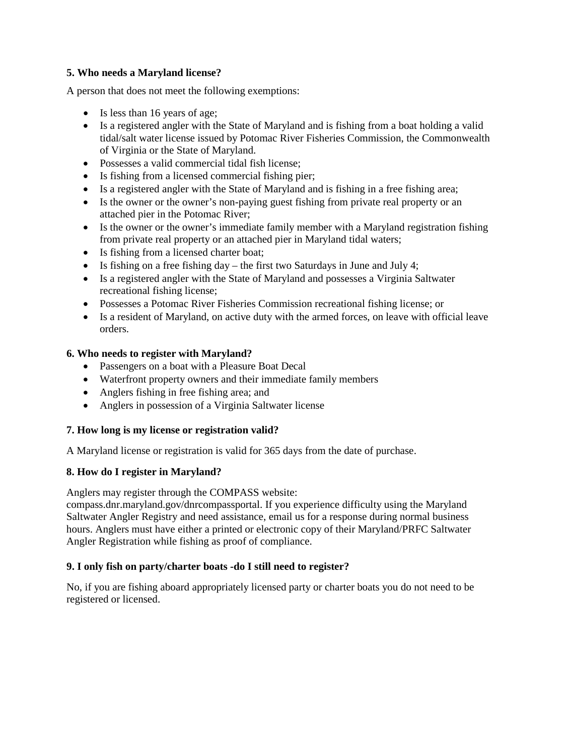**5. Who needs a Maryland license?**

A person that does not meet the following exemptions:

- Is less than 16 years of age;
- Is a registered angler with the State of Maryland and is fishing from a boat holding a valid tidal/salt water license issued by Potomac River Fisheries Commission, the Commonwealth of Virginia or the State of Maryland.
- Possesses a valid commercial tidal fish license;
- Is fishing from a licensed commercial fishing pier;
- Is a registered angler with the State of Maryland and is fishing in a free fishing area;
- Is the owner or the owner's non-paying guest fishing from private real property or an attached pier in the Potomac River;
- Is the owner or the owner's immediate family member with a Maryland registration fishing from private real property or an attached pier in Maryland tidal waters;
- Is fishing from a licensed charter boat;
- Is fishing on a free fishing day – the first two Saturdays in June and July 4;
- Is a registered angler with the State of Maryland and possesses a Virginia Saltwater recreational fishing license;
- Possesses a Potomac River Fisheries Commission recreational fishing license; or
- Is a resident of Maryland, on active duty with the armed forces, on leave with official leave orders.

**6. Who needs to register with Maryland?**

- Passengers on a boat with a Pleasure Boat Decal
- Waterfront property owners and their immediate family members
- Anglers fishing in free fishing area; and
- Anglers in possession of a Virginia Saltwater license

**7. How long is my license or registration valid?**

A Maryland license or registration is valid for 365 days from the date of purchase.

**8. How do I register in Maryland?**

Anglers may register through the COMPASS website: compass.dnr.maryland.gov/dnrcompassportal. If you experience difficulty using the Maryland Saltwater Angler Registry and need assistance, email us for a response during normal business hours. Anglers must have either a printed or electronic copy of their Maryland/PRFC Saltwater Angler Registration while fishing as proof of compliance.

**9. I only fish on party/charter boats -do I still need to register?**

No, if you are fishing aboard appropriately licensed party or charter boats you do not need to be registered or licensed.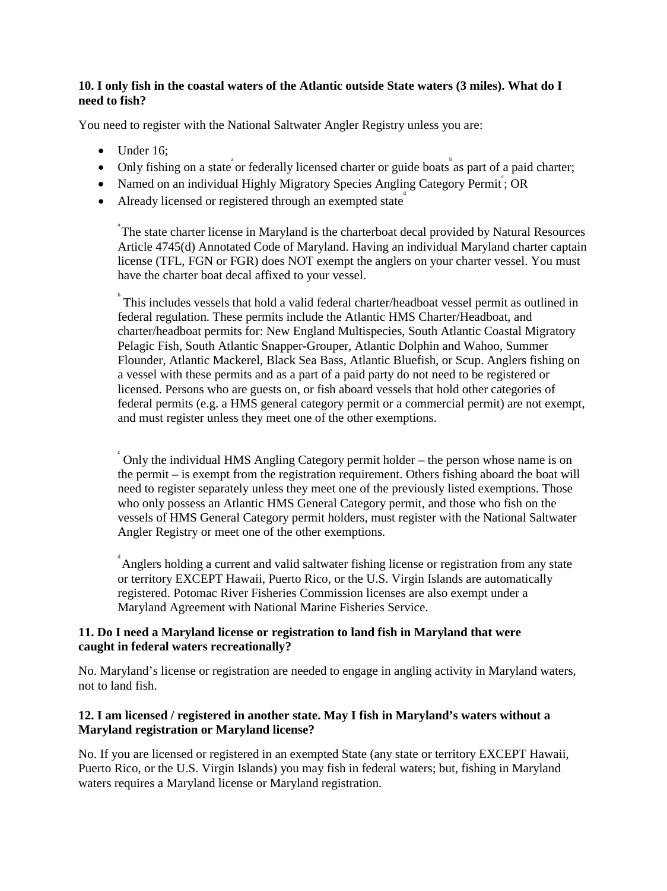**10. I only fish in the coastal waters of the Atlantic outside State waters (3 miles). What do I need to fish?**

You need to register with the National Saltwater Angler Registry unless you are:

- Under 16;
- Only fishing on a state[a] or federally licensed charter or guide boats[b] as part of a paid charter;
- Named on an individual Highly Migratory Species Angling Category Permit[c]; OR
- Already licensed or registered through an exempted state[d]

> [a] The state charter license in Maryland is the charterboat decal provided by Natural Resources Article 4745(d) Annotated Code of Maryland. Having an individual Maryland charter captain license (TFL, FGN or FGR) does NOT exempt the anglers on your charter vessel. You must have the charter boat decal affixed to your vessel.
>
> [b] This includes vessels that hold a valid federal charter/headboat vessel permit as outlined in federal regulation. These permits include the Atlantic HMS Charter/Headboat, and charter/headboat permits for: New England Multispecies, South Atlantic Coastal Migratory Pelagic Fish, South Atlantic Snapper-Grouper, Atlantic Dolphin and Wahoo, Summer Flounder, Atlantic Mackerel, Black Sea Bass, Atlantic Bluefish, or Scup. Anglers fishing on a vessel with these permits and as a part of a paid party do not need to be registered or licensed. Persons who are guests on, or fish aboard vessels that hold other categories of federal permits (e.g. a HMS general category permit or a commercial permit) are not exempt, and must register unless they meet one of the other exemptions.
>
> [c] Only the individual HMS Angling Category permit holder – the person whose name is on the permit – is exempt from the registration requirement. Others fishing aboard the boat will need to register separately unless they meet one of the previously listed exemptions. Those who only possess an Atlantic HMS General Category permit, and those who fish on the vessels of HMS General Category permit holders, must register with the National Saltwater Angler Registry or meet one of the other exemptions.
>
> [d] Anglers holding a current and valid saltwater fishing license or registration from any state or territory EXCEPT Hawaii, Puerto Rico, or the U.S. Virgin Islands are automatically registered. Potomac River Fisheries Commission licenses are also exempt under a Maryland Agreement with National Marine Fisheries Service.

**11. Do I need a Maryland license or registration to land fish in Maryland that were caught in federal waters recreationally?**

No. Maryland's license or registration are needed to engage in angling activity in Maryland waters, not to land fish.

**12. I am licensed / registered in another state. May I fish in Maryland's waters without a Maryland registration or Maryland license?**

No. If you are licensed or registered in an exempted State (any state or territory EXCEPT Hawaii, Puerto Rico, or the U.S. Virgin Islands) you may fish in federal waters; but, fishing in Maryland waters requires a Maryland license or Maryland registration.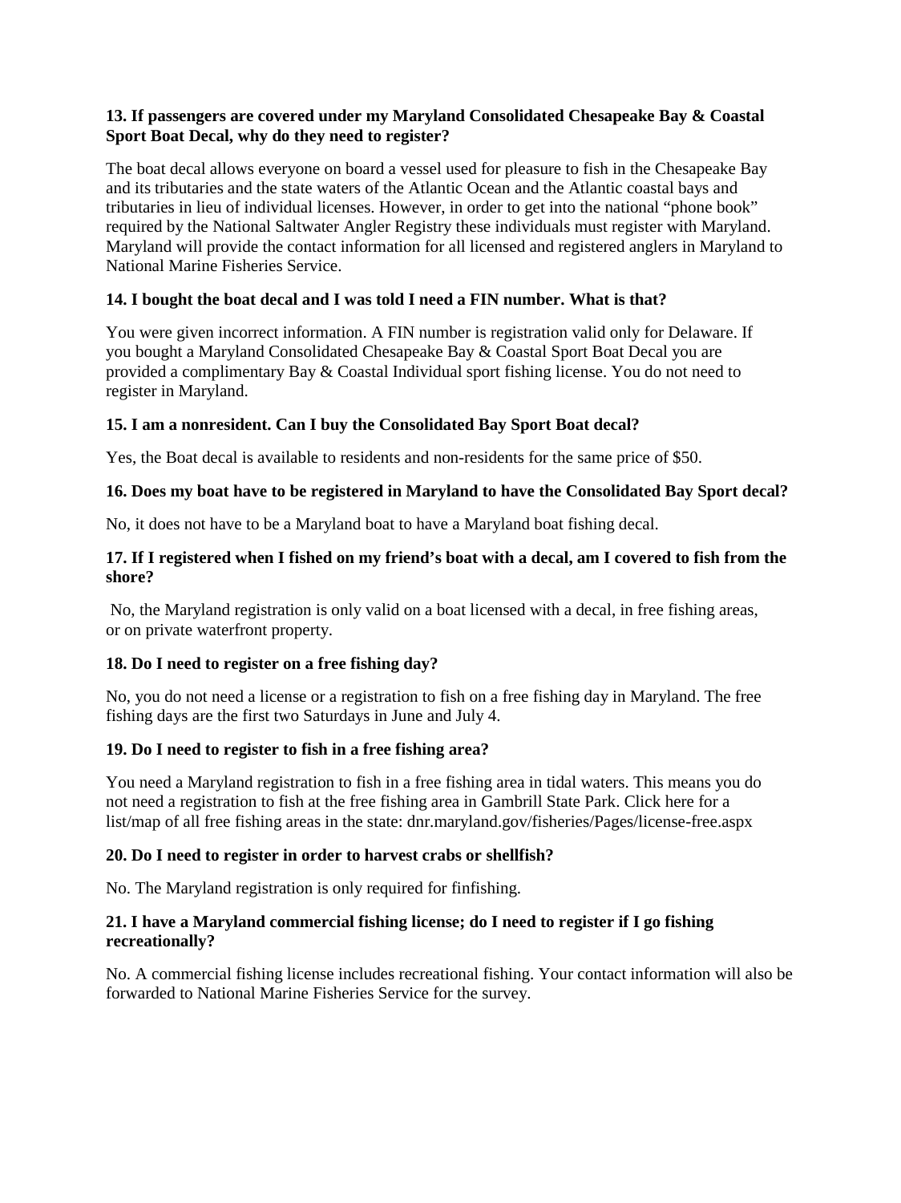**13. If passengers are covered under my Maryland Consolidated Chesapeake Bay & Coastal Sport Boat Decal, why do they need to register?**

The boat decal allows everyone on board a vessel used for pleasure to fish in the Chesapeake Bay and its tributaries and the state waters of the Atlantic Ocean and the Atlantic coastal bays and tributaries in lieu of individual licenses. However, in order to get into the national "phone book" required by the National Saltwater Angler Registry these individuals must register with Maryland. Maryland will provide the contact information for all licensed and registered anglers in Maryland to National Marine Fisheries Service.

**14. I bought the boat decal and I was told I need a FIN number. What is that?**

You were given incorrect information. A FIN number is registration valid only for Delaware. If you bought a Maryland Consolidated Chesapeake Bay & Coastal Sport Boat Decal you are provided a complimentary Bay & Coastal Individual sport fishing license. You do not need to register in Maryland.

**15. I am a nonresident. Can I buy the Consolidated Bay Sport Boat decal?**

Yes, the Boat decal is available to residents and non-residents for the same price of $50.

**16. Does my boat have to be registered in Maryland to have the Consolidated Bay Sport decal?**

No, it does not have to be a Maryland boat to have a Maryland boat fishing decal.

**17. If I registered when I fished on my friend's boat with a decal, am I covered to fish from the shore?**

No, the Maryland registration is only valid on a boat licensed with a decal, in free fishing areas, or on private waterfront property.

**18. Do I need to register on a free fishing day?**

No, you do not need a license or a registration to fish on a free fishing day in Maryland. The free fishing days are the first two Saturdays in June and July 4.

**19. Do I need to register to fish in a free fishing area?**

You need a Maryland registration to fish in a free fishing area in tidal waters. This means you do not need a registration to fish at the free fishing area in Gambrill State Park. Click here for a list/map of all free fishing areas in the state: dnr.maryland.gov/fisheries/Pages/license-free.aspx

**20. Do I need to register in order to harvest crabs or shellfish?**

No. The Maryland registration is only required for finfishing.

**21. I have a Maryland commercial fishing license; do I need to register if I go fishing recreationally?**

No. A commercial fishing license includes recreational fishing. Your contact information will also be forwarded to National Marine Fisheries Service for the survey.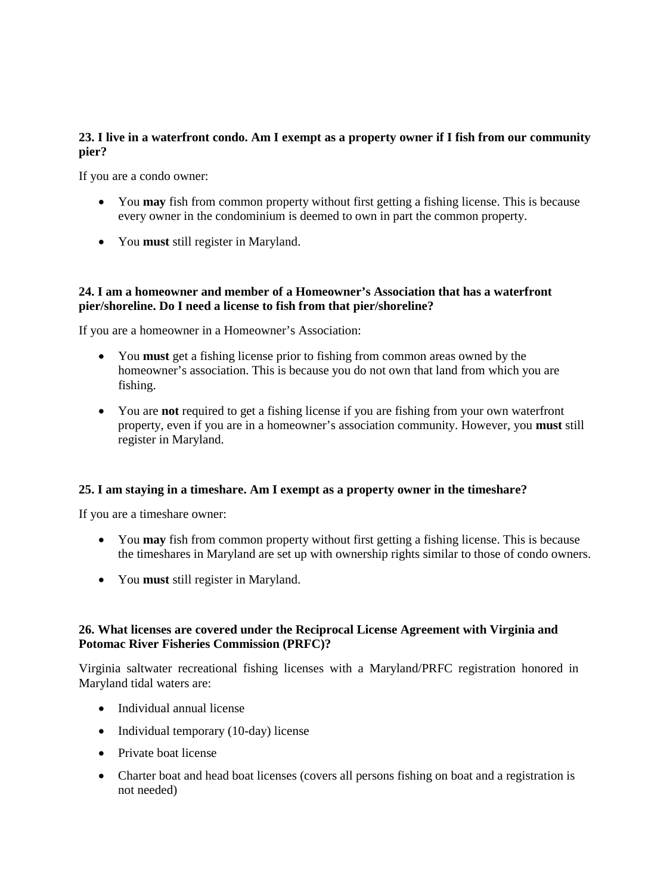**23. I live in a waterfront condo. Am I exempt as a property owner if I fish from our community pier?**

If you are a condo owner:

- You **may** fish from common property without first getting a fishing license. This is because every owner in the condominium is deemed to own in part the common property.
- You **must** still register in Maryland.

**24. I am a homeowner and member of a Homeowner's Association that has a waterfront pier/shoreline. Do I need a license to fish from that pier/shoreline?**

If you are a homeowner in a Homeowner's Association:

- You **must** get a fishing license prior to fishing from common areas owned by the homeowner's association. This is because you do not own that land from which you are fishing.
- You are **not** required to get a fishing license if you are fishing from your own waterfront property, even if you are in a homeowner's association community. However, you **must** still register in Maryland.

**25. I am staying in a timeshare. Am I exempt as a property owner in the timeshare?**

If you are a timeshare owner:

- You **may** fish from common property without first getting a fishing license. This is because the timeshares in Maryland are set up with ownership rights similar to those of condo owners.
- You **must** still register in Maryland.

**26. What licenses are covered under the Reciprocal License Agreement with Virginia and Potomac River Fisheries Commission (PRFC)?**

Virginia saltwater recreational fishing licenses with a Maryland/PRFC registration honored in Maryland tidal waters are:

- Individual annual license
- Individual temporary (10-day) license
- Private boat license
- Charter boat and head boat licenses (covers all persons fishing on boat and a registration is not needed)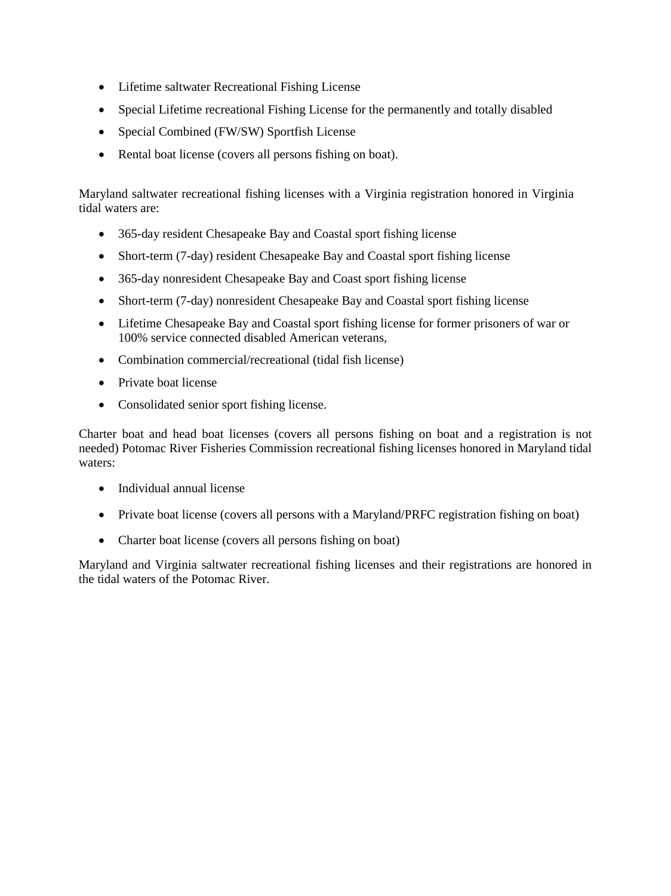- Lifetime saltwater Recreational Fishing License
- Special Lifetime recreational Fishing License for the permanently and totally disabled
- Special Combined (FW/SW) Sportfish License
- Rental boat license (covers all persons fishing on boat).

Maryland saltwater recreational fishing licenses with a Virginia registration honored in Virginia tidal waters are:

- 365-day resident Chesapeake Bay and Coastal sport fishing license
- Short-term (7-day) resident Chesapeake Bay and Coastal sport fishing license
- 365-day nonresident Chesapeake Bay and Coast sport fishing license
- Short-term (7-day) nonresident Chesapeake Bay and Coastal sport fishing license
- Lifetime Chesapeake Bay and Coastal sport fishing license for former prisoners of war or 100% service connected disabled American veterans,
- Combination commercial/recreational (tidal fish license)
- Private boat license
- Consolidated senior sport fishing license.

Charter boat and head boat licenses (covers all persons fishing on boat and a registration is not needed) Potomac River Fisheries Commission recreational fishing licenses honored in Maryland tidal waters:

- Individual annual license
- Private boat license (covers all persons with a Maryland/PRFC registration fishing on boat)
- Charter boat license (covers all persons fishing on boat)

Maryland and Virginia saltwater recreational fishing licenses and their registrations are honored in the tidal waters of the Potomac River.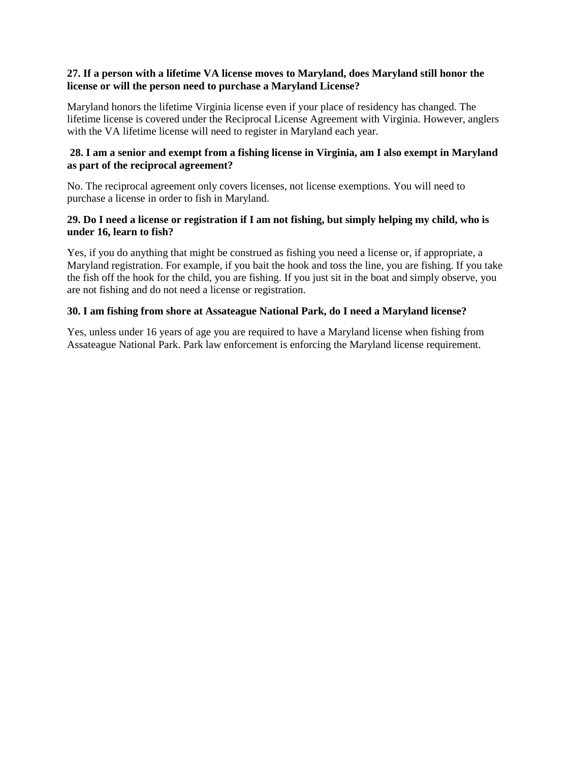**27. If a person with a lifetime VA license moves to Maryland, does Maryland still honor the license or will the person need to purchase a Maryland License?**

Maryland honors the lifetime Virginia license even if your place of residency has changed. The lifetime license is covered under the Reciprocal License Agreement with Virginia. However, anglers with the VA lifetime license will need to register in Maryland each year.

**28. I am a senior and exempt from a fishing license in Virginia, am I also exempt in Maryland as part of the reciprocal agreement?**

No. The reciprocal agreement only covers licenses, not license exemptions. You will need to purchase a license in order to fish in Maryland.

**29. Do I need a license or registration if I am not fishing, but simply helping my child, who is under 16, learn to fish?**

Yes, if you do anything that might be construed as fishing you need a license or, if appropriate, a Maryland registration. For example, if you bait the hook and toss the line, you are fishing. If you take the fish off the hook for the child, you are fishing. If you just sit in the boat and simply observe, you are not fishing and do not need a license or registration.

**30. I am fishing from shore at Assateague National Park, do I need a Maryland license?**

Yes, unless under 16 years of age you are required to have a Maryland license when fishing from Assateague National Park. Park law enforcement is enforcing the Maryland license requirement.